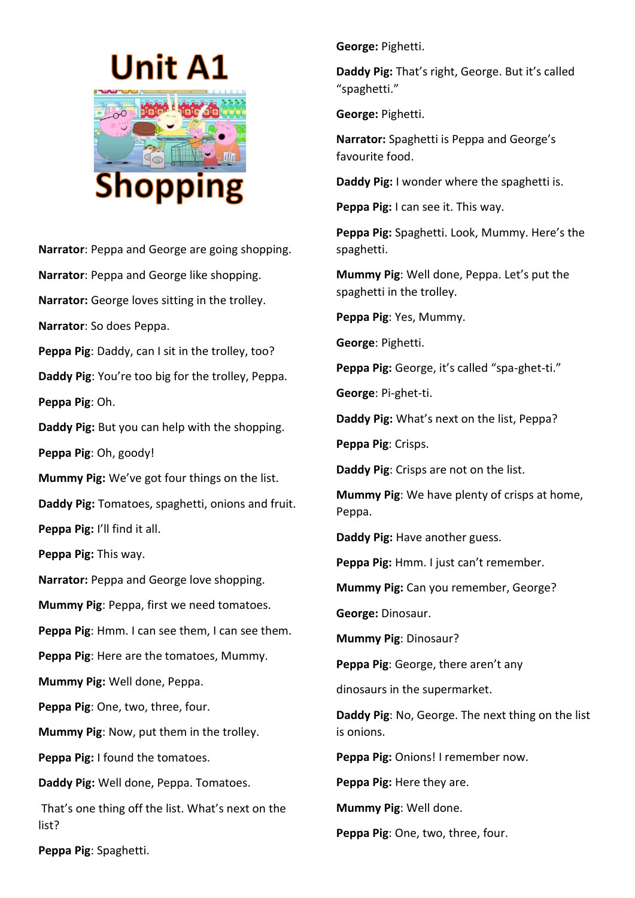# Unit A1

# Shopping

**Narrator**: Peppa and George are going shopping.

**Narrator**: Peppa and George like shopping.

**Narrator:** George loves sitting in the trolley.

**Narrator**: So does Peppa.

**Peppa Pig**: Daddy, can I sit in the trolley, too?

**Daddy Pig**: You're too big for the trolley, Peppa.

**Peppa Pig**: Oh.

**Daddy Pig:** But you can help with the shopping.

**Peppa Pig**: Oh, goody!

**Mummy Pig:** We've got four things on the list.

**Daddy Pig:** Tomatoes, spaghetti, onions and fruit.

**Peppa Pig:** I'll find it all.

**Peppa Pig:** This way.

**Narrator:** Peppa and George love shopping.

**Mummy Pig**: Peppa, first we need tomatoes.

**Peppa Pig**: Hmm. I can see them, I can see them.

**Peppa Pig**: Here are the tomatoes, Mummy.

**Mummy Pig:** Well done, Peppa.

**Peppa Pig**: One, two, three, four.

**Mummy Pig**: Now, put them in the trolley.

**Peppa Pig:** I found the tomatoes.

**Daddy Pig:** Well done, Peppa. Tomatoes.

That's one thing off the list. What's next on the list?

**Peppa Pig**: Spaghetti.

**George:** Pighetti.

**Daddy Pig:** That's right, George. But it's called "spaghetti."

**George:** Pighetti.

**Narrator:** Spaghetti is Peppa and George's favourite food.

**Daddy Pig:** I wonder where the spaghetti is.

**Peppa Pig:** I can see it. This way.

**Peppa Pig:** Spaghetti. Look, Mummy. Here's the spaghetti.

**Mummy Pig**: Well done, Peppa. Let's put the spaghetti in the trolley.

**Peppa Pig**: Yes, Mummy.

**George**: Pighetti.

**Peppa Pig:** George, it's called "spa-ghet-ti."

**George**: Pi-ghet-ti.

**Daddy Pig:** What's next on the list, Peppa?

**Peppa Pig**: Crisps.

**Daddy Pig**: Crisps are not on the list.

**Mummy Pig**: We have plenty of crisps at home, Peppa.

**Daddy Pig:** Have another guess.

**Peppa Pig:** Hmm. I just can't remember.

**Mummy Pig:** Can you remember, George?

**George:** Dinosaur.

**Mummy Pig**: Dinosaur?

**Peppa Pig**: George, there aren't any

dinosaurs in the supermarket.

**Daddy Pig**: No, George. The next thing on the list is onions.

**Peppa Pig:** Onions! I remember now.

**Peppa Pig:** Here they are.

**Mummy Pig**: Well done.

**Peppa Pig**: One, two, three, four.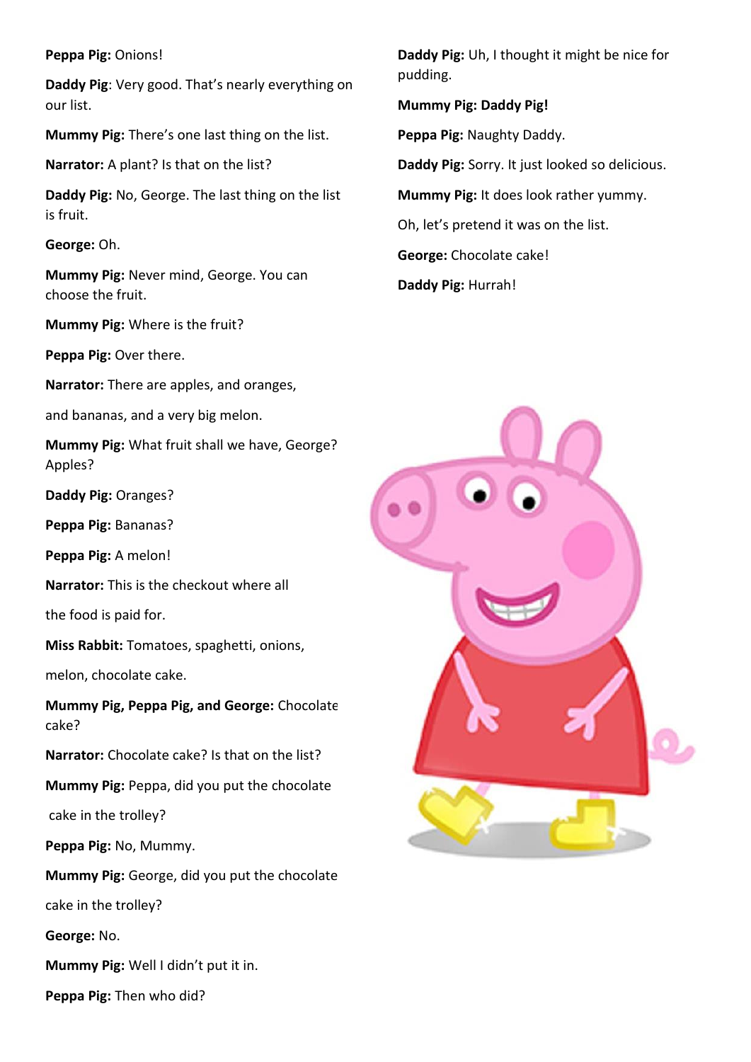**Peppa Pig:** Onions!

**Daddy Pig**: Very good. That's nearly everything on our list.

**Mummy Pig:** There's one last thing on the list.

**Narrator:** A plant? Is that on the list?

**Daddy Pig:** No, George. The last thing on the list is fruit.

**George:** Oh.

**Mummy Pig:** Never mind, George. You can choose the fruit.

**Mummy Pig:** Where is the fruit?

**Peppa Pig:** Over there.

**Narrator:** There are apples, and oranges,

and bananas, and a very big melon.

**Mummy Pig:** What fruit shall we have, George? Apples?

**Daddy Pig:** Oranges?

**Peppa Pig:** Bananas?

**Peppa Pig:** A melon!

**Narrator:** This is the checkout where all

the food is paid for.

**Miss Rabbit:** Tomatoes, spaghetti, onions,

melon, chocolate cake.

**Mummy Pig, Peppa Pig, and George:** Chocolate cake?

**Narrator:** Chocolate cake? Is that on the list?

**Mummy Pig:** Peppa, did you put the chocolate

cake in the trolley?

**Peppa Pig:** No, Mummy.

**Mummy Pig:** George, did you put the chocolate

cake in the trolley?

**George:** No.

**Mummy Pig:** Well I didn't put it in.

**Peppa Pig:** Then who did?

**Daddy Pig:** Uh, I thought it might be nice for pudding.

**Mummy Pig: Daddy Pig!**

**Peppa Pig:** Naughty Daddy.

**Daddy Pig:** Sorry. It just looked so delicious.

**Mummy Pig:** It does look rather yummy.

Oh, let's pretend it was on the list.

**George:** Chocolate cake!

**Daddy Pig:** Hurrah!